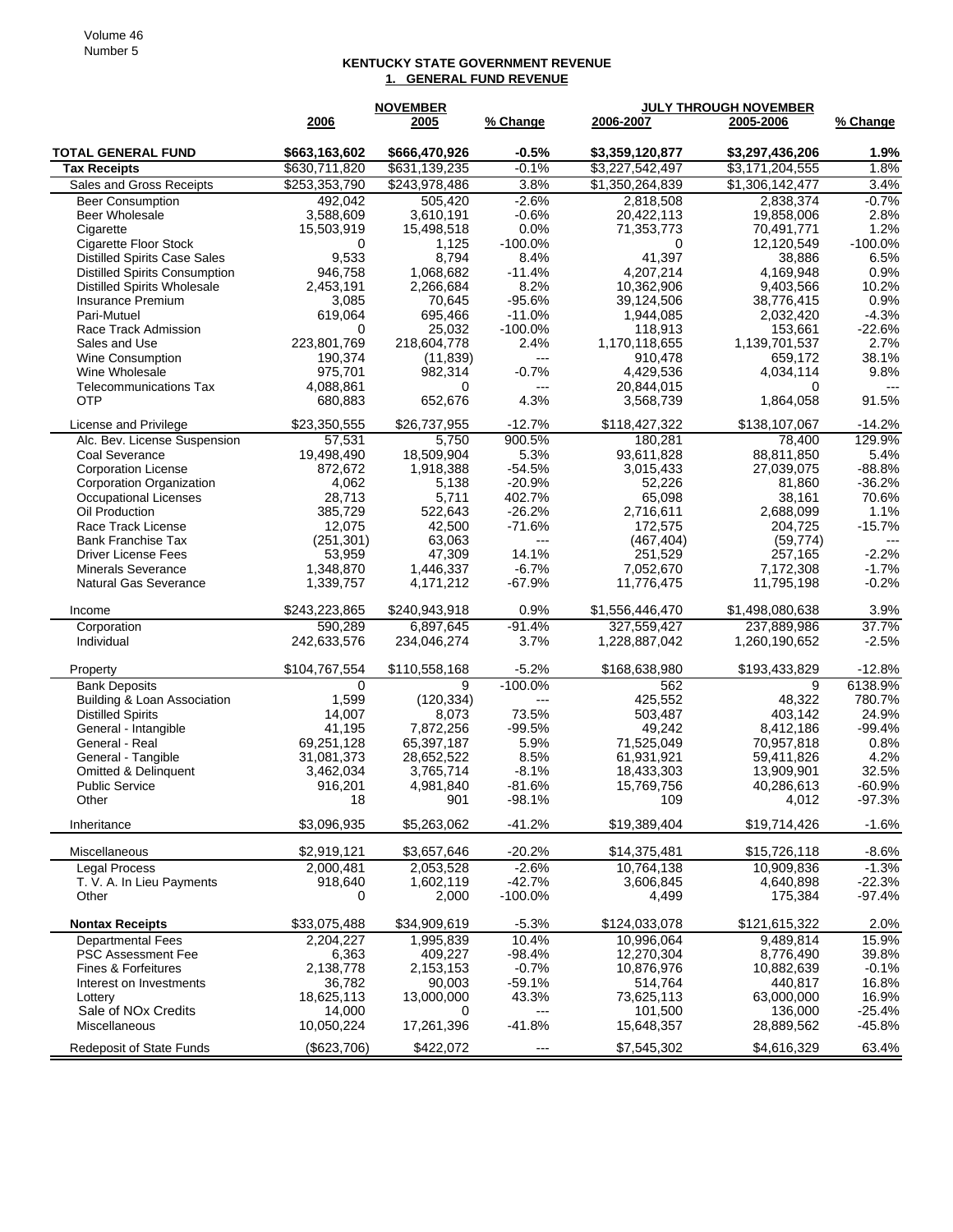# KENTUCKY STATE GOVERNMENT REVENUE

## 1. GENERAL FUND REVENUE

| | NOVEMBER | | | JULY THROUGH NOVEMBER | | |
|---|---|---|---|---|---|---|
| | 2006 | 2005 | % Change | 2006-2007 | 2005-2006 | % Change |
| **TOTAL GENERAL FUND** | **$663,163,602** | **$666,470,926** | **-0.5%** | **$3,359,120,877** | **$3,297,436,206** | **1.9%** |
| **Tax Receipts** | $630,711,820 | $631,139,235 | -0.1% | $3,227,542,497 | $3,171,204,555 | 1.8% |
| Sales and Gross Receipts | $253,353,790 | $243,978,486 | 3.8% | $1,350,264,839 | $1,306,142,477 | 3.4% |
| Beer Consumption | 492,042 | 505,420 | -2.6% | 2,818,508 | 2,838,374 | -0.7% |
| Beer Wholesale | 3,588,609 | 3,610,191 | -0.6% | 20,422,113 | 19,858,006 | 2.8% |
| Cigarette | 15,503,919 | 15,498,518 | 0.0% | 71,353,773 | 70,491,771 | 1.2% |
| Cigarette Floor Stock | 0 | 1,125 | -100.0% | 0 | 12,120,549 | -100.0% |
| Distilled Spirits Case Sales | 9,533 | 8,794 | 8.4% | 41,397 | 38,886 | 6.5% |
| Distilled Spirits Consumption | 946,758 | 1,068,682 | -11.4% | 4,207,214 | 4,169,948 | 0.9% |
| Distilled Spirits Wholesale | 2,453,191 | 2,266,684 | 8.2% | 10,362,906 | 9,403,566 | 10.2% |
| Insurance Premium | 3,085 | 70,645 | -95.6% | 39,124,506 | 38,776,415 | 0.9% |
| Pari-Mutuel | 619,064 | 695,466 | -11.0% | 1,944,085 | 2,032,420 | -4.3% |
| Race Track Admission | 0 | 25,032 | -100.0% | 118,913 | 153,661 | -22.6% |
| Sales and Use | 223,801,769 | 218,604,778 | 2.4% | 1,170,118,655 | 1,139,701,537 | 2.7% |
| Wine Consumption | 190,374 | (11,839) | --- | 910,478 | 659,172 | 38.1% |
| Wine Wholesale | 975,701 | 982,314 | -0.7% | 4,429,536 | 4,034,114 | 9.8% |
| Telecommunications Tax | 4,088,861 | 0 | --- | 20,844,015 | 0 | --- |
| OTP | 680,883 | 652,676 | 4.3% | 3,568,739 | 1,864,058 | 91.5% |
| License and Privilege | $23,350,555 | $26,737,955 | -12.7% | $118,427,322 | $138,107,067 | -14.2% |
| Alc. Bev. License Suspension | 57,531 | 5,750 | 900.5% | 180,281 | 78,400 | 129.9% |
| Coal Severance | 19,498,490 | 18,509,904 | 5.3% | 93,611,828 | 88,811,850 | 5.4% |
| Corporation License | 872,672 | 1,918,388 | -54.5% | 3,015,433 | 27,039,075 | -88.8% |
| Corporation Organization | 4,062 | 5,138 | -20.9% | 52,226 | 81,860 | -36.2% |
| Occupational Licenses | 28,713 | 5,711 | 402.7% | 65,098 | 38,161 | 70.6% |
| Oil Production | 385,729 | 522,643 | -26.2% | 2,716,611 | 2,688,099 | 1.1% |
| Race Track License | 12,075 | 42,500 | -71.6% | 172,575 | 204,725 | -15.7% |
| Bank Franchise Tax | (251,301) | 63,063 | --- | (467,404) | (59,774) | --- |
| Driver License Fees | 53,959 | 47,309 | 14.1% | 251,529 | 257,165 | -2.2% |
| Minerals Severance | 1,348,870 | 1,446,337 | -6.7% | 7,052,670 | 7,172,308 | -1.7% |
| Natural Gas Severance | 1,339,757 | 4,171,212 | -67.9% | 11,776,475 | 11,795,198 | -0.2% |
| Income | $243,223,865 | $240,943,918 | 0.9% | $1,556,446,470 | $1,498,080,638 | 3.9% |
| Corporation | 590,289 | 6,897,645 | -91.4% | 327,559,427 | 237,889,986 | 37.7% |
| Individual | 242,633,576 | 234,046,274 | 3.7% | 1,228,887,042 | 1,260,190,652 | -2.5% |
| Property | $104,767,554 | $110,558,168 | -5.2% | $168,638,980 | $193,433,829 | -12.8% |
| Bank Deposits | 0 | 9 | -100.0% | 562 | 9 | 6138.9% |
| Building & Loan Association | 1,599 | (120,334) | --- | 425,552 | 48,322 | 780.7% |
| Distilled Spirits | 14,007 | 8,073 | 73.5% | 503,487 | 403,142 | 24.9% |
| General - Intangible | 41,195 | 7,872,256 | -99.5% | 49,242 | 8,412,186 | -99.4% |
| General - Real | 69,251,128 | 65,397,187 | 5.9% | 71,525,049 | 70,957,818 | 0.8% |
| General - Tangible | 31,081,373 | 28,652,522 | 8.5% | 61,931,921 | 59,411,826 | 4.2% |
| Omitted & Delinquent | 3,462,034 | 3,765,714 | -8.1% | 18,433,303 | 13,909,901 | 32.5% |
| Public Service | 916,201 | 4,981,840 | -81.6% | 15,769,756 | 40,286,613 | -60.9% |
| Other | 18 | 901 | -98.1% | 109 | 4,012 | -97.3% |
| Inheritance | $3,096,935 | $5,263,062 | -41.2% | $19,389,404 | $19,714,426 | -1.6% |
| Miscellaneous | $2,919,121 | $3,657,646 | -20.2% | $14,375,481 | $15,726,118 | -8.6% |
| Legal Process | 2,000,481 | 2,053,528 | -2.6% | 10,764,138 | 10,909,836 | -1.3% |
| T. V. A. In Lieu Payments | 918,640 | 1,602,119 | -42.7% | 3,606,845 | 4,640,898 | -22.3% |
| Other | 0 | 2,000 | -100.0% | 4,499 | 175,384 | -97.4% |
| **Nontax Receipts** | $33,075,488 | $34,909,619 | -5.3% | $124,033,078 | $121,615,322 | 2.0% |
| Departmental Fees | 2,204,227 | 1,995,839 | 10.4% | 10,996,064 | 9,489,814 | 15.9% |
| PSC Assessment Fee | 6,363 | 409,227 | -98.4% | 12,270,304 | 8,776,490 | 39.8% |
| Fines & Forfeitures | 2,138,778 | 2,153,153 | -0.7% | 10,876,976 | 10,882,639 | -0.1% |
| Interest on Investments | 36,782 | 90,003 | -59.1% | 514,764 | 440,817 | 16.8% |
| Lottery | 18,625,113 | 13,000,000 | 43.3% | 73,625,113 | 63,000,000 | 16.9% |
| Sale of NOx Credits | 14,000 | 0 | --- | 101,500 | 136,000 | -25.4% |
| Miscellaneous | 10,050,224 | 17,261,396 | -41.8% | 15,648,357 | 28,889,562 | -45.8% |
| Redeposit of State Funds | ($623,706) | $422,072 | --- | $7,545,302 | $4,616,329 | 63.4% |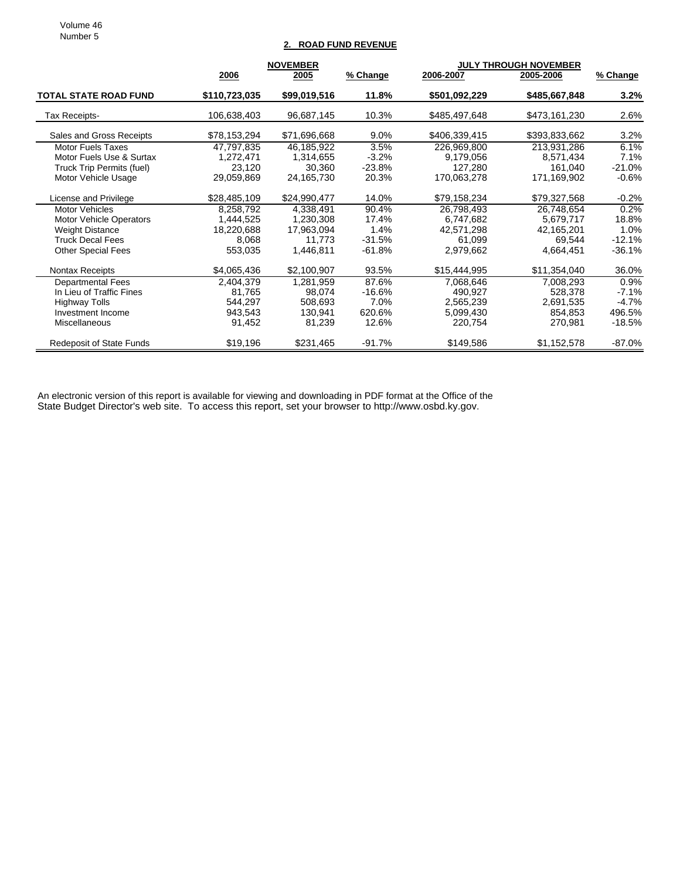## 2. ROAD FUND REVENUE

| | NOVEMBER | | | JULY THROUGH NOVEMBER | | |
|---|---|---|---|---|---|---|
| | 2006 | 2005 | % Change | 2006-2007 | 2005-2006 | % Change |
| **TOTAL STATE ROAD FUND** | **$110,723,035** | **$99,019,516** | **11.8%** | **$501,092,229** | **$485,667,848** | **3.2%** |
| Tax Receipts- | 106,638,403 | 96,687,145 | 10.3% | $485,497,648 | $473,161,230 | 2.6% |
| Sales and Gross Receipts | $78,153,294 | $71,696,668 | 9.0% | $406,339,415 | $393,833,662 | 3.2% |
| Motor Fuels Taxes | 47,797,835 | 46,185,922 | 3.5% | 226,969,800 | 213,931,286 | 6.1% |
| Motor Fuels Use & Surtax | 1,272,471 | 1,314,655 | -3.2% | 9,179,056 | 8,571,434 | 7.1% |
| Truck Trip Permits (fuel) | 23,120 | 30,360 | -23.8% | 127,280 | 161,040 | -21.0% |
| Motor Vehicle Usage | 29,059,869 | 24,165,730 | 20.3% | 170,063,278 | 171,169,902 | -0.6% |
| License and Privilege | $28,485,109 | $24,990,477 | 14.0% | $79,158,234 | $79,327,568 | -0.2% |
| Motor Vehicles | 8,258,792 | 4,338,491 | 90.4% | 26,798,493 | 26,748,654 | 0.2% |
| Motor Vehicle Operators | 1,444,525 | 1,230,308 | 17.4% | 6,747,682 | 5,679,717 | 18.8% |
| Weight Distance | 18,220,688 | 17,963,094 | 1.4% | 42,571,298 | 42,165,201 | 1.0% |
| Truck Decal Fees | 8,068 | 11,773 | -31.5% | 61,099 | 69,544 | -12.1% |
| Other Special Fees | 553,035 | 1,446,811 | -61.8% | 2,979,662 | 4,664,451 | -36.1% |
| Nontax Receipts | $4,065,436 | $2,100,907 | 93.5% | $15,444,995 | $11,354,040 | 36.0% |
| Departmental Fees | 2,404,379 | 1,281,959 | 87.6% | 7,068,646 | 7,008,293 | 0.9% |
| In Lieu of Traffic Fines | 81,765 | 98,074 | -16.6% | 490,927 | 528,378 | -7.1% |
| Highway Tolls | 544,297 | 508,693 | 7.0% | 2,565,239 | 2,691,535 | -4.7% |
| Investment Income | 943,543 | 130,941 | 620.6% | 5,099,430 | 854,853 | 496.5% |
| Miscellaneous | 91,452 | 81,239 | 12.6% | 220,754 | 270,981 | -18.5% |
| Redeposit of State Funds | $19,196 | $231,465 | -91.7% | $149,586 | $1,152,578 | -87.0% |

An electronic version of this report is available for viewing and downloading in PDF format at the Office of the State Budget Director's web site. To access this report, set your browser to http://www.osbd.ky.gov.